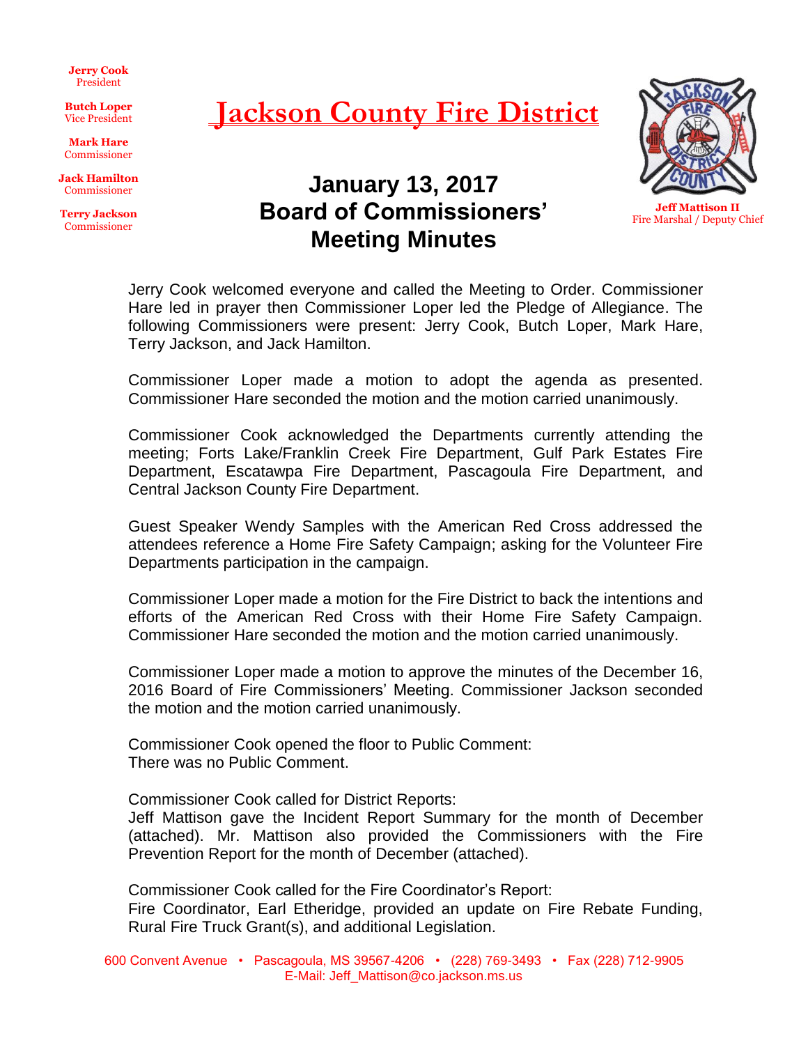**Jerry Cook**
President

**Butch Loper**
Vice President

**Mark Hare**
Commissioner

**Jack Hamilton**
Commissioner

**Terry Jackson**
Commissioner

# Jackson County Fire District

**Jeff Mattison II**
Fire Marshal / Deputy Chief

## January 13, 2017
## Board of Commissioners' Meeting Minutes

Jerry Cook welcomed everyone and called the Meeting to Order. Commissioner Hare led in prayer then Commissioner Loper led the Pledge of Allegiance. The following Commissioners were present: Jerry Cook, Butch Loper, Mark Hare, Terry Jackson, and Jack Hamilton.

Commissioner Loper made a motion to adopt the agenda as presented. Commissioner Hare seconded the motion and the motion carried unanimously.

Commissioner Cook acknowledged the Departments currently attending the meeting; Forts Lake/Franklin Creek Fire Department, Gulf Park Estates Fire Department, Escatawpa Fire Department, Pascagoula Fire Department, and Central Jackson County Fire Department.

Guest Speaker Wendy Samples with the American Red Cross addressed the attendees reference a Home Fire Safety Campaign; asking for the Volunteer Fire Departments participation in the campaign.

Commissioner Loper made a motion for the Fire District to back the intentions and efforts of the American Red Cross with their Home Fire Safety Campaign. Commissioner Hare seconded the motion and the motion carried unanimously.

Commissioner Loper made a motion to approve the minutes of the December 16, 2016 Board of Fire Commissioners' Meeting. Commissioner Jackson seconded the motion and the motion carried unanimously.

Commissioner Cook opened the floor to Public Comment:
There was no Public Comment.

Commissioner Cook called for District Reports:
Jeff Mattison gave the Incident Report Summary for the month of December (attached). Mr. Mattison also provided the Commissioners with the Fire Prevention Report for the month of December (attached).

Commissioner Cook called for the Fire Coordinator's Report:
Fire Coordinator, Earl Etheridge, provided an update on Fire Rebate Funding, Rural Fire Truck Grant(s), and additional Legislation.

600 Convent Avenue • Pascagoula, MS 39567-4206 • (228) 769-3493 • Fax (228) 712-9905
E-Mail: Jeff_Mattison@co.jackson.ms.us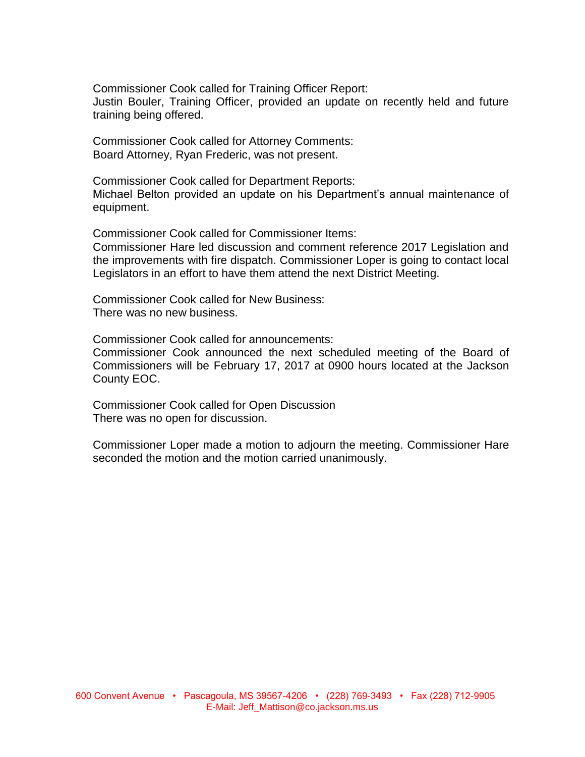Commissioner Cook called for Training Officer Report:
Justin Bouler, Training Officer, provided an update on recently held and future training being offered.

Commissioner Cook called for Attorney Comments:
Board Attorney, Ryan Frederic, was not present.

Commissioner Cook called for Department Reports:
Michael Belton provided an update on his Department's annual maintenance of equipment.

Commissioner Cook called for Commissioner Items:
Commissioner Hare led discussion and comment reference 2017 Legislation and the improvements with fire dispatch. Commissioner Loper is going to contact local Legislators in an effort to have them attend the next District Meeting.

Commissioner Cook called for New Business:
There was no new business.

Commissioner Cook called for announcements:
Commissioner Cook announced the next scheduled meeting of the Board of Commissioners will be February 17, 2017 at 0900 hours located at the Jackson County EOC.

Commissioner Cook called for Open Discussion
There was no open for discussion.

Commissioner Loper made a motion to adjourn the meeting. Commissioner Hare seconded the motion and the motion carried unanimously.

600 Convent Avenue • Pascagoula, MS 39567-4206 • (228) 769-3493 • Fax (228) 712-9905
E-Mail: Jeff_Mattison@co.jackson.ms.us